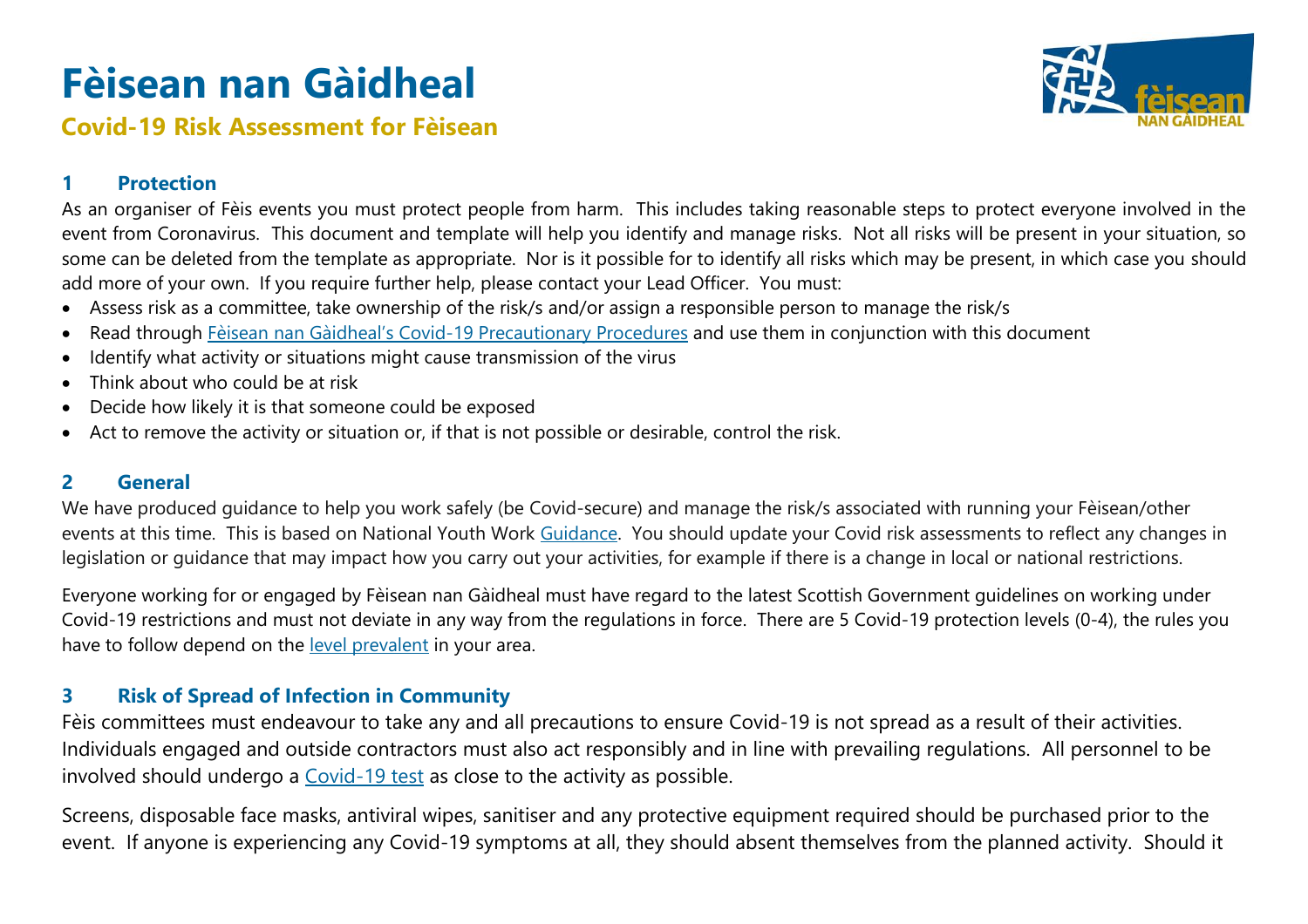# Fèisean nan Gàidheal

## Covid-19 Risk Assessment for Fèisean

### 1 Protection

As an organiser of Fèis events you must protect people from harm. This includes taking reasonable steps to protect everyone involved in the event from Coronavirus. This document and template will help you identify and manage risks. Not all risks will be present in your situation, so some can be deleted from the template as appropriate. Nor is it possible for to identify all risks which may be present, in which case you should add more of your own. If you require further help, please contact your Lead Officer. You must:

- Assess risk as a committee, take ownership of the risk/s and/or assign a responsible person to manage the risk/s
- Read through Fèisean nan Gàidheal's Covid-19 Precautionary Procedures and use them in conjunction with this document
- Identify what activity or situations might cause transmission of the virus
- Think about who could be at risk
- Decide how likely it is that someone could be exposed
- Act to remove the activity or situation or, if that is not possible or desirable, control the risk.

### 2 General

We have produced guidance to help you work safely (be Covid-secure) and manage the risk/s associated with running your Fèisean/other events at this time. This is based on National Youth Work Guidance. You should update your Covid risk assessments to reflect any changes in legislation or guidance that may impact how you carry out your activities, for example if there is a change in local or national restrictions.

Everyone working for or engaged by Fèisean nan Gàidheal must have regard to the latest Scottish Government guidelines on working under Covid-19 restrictions and must not deviate in any way from the regulations in force. There are 5 Covid-19 protection levels (0-4), the rules you have to follow depend on the level prevalent in your area.

### 3 Risk of Spread of Infection in Community

Fèis committees must endeavour to take any and all precautions to ensure Covid-19 is not spread as a result of their activities. Individuals engaged and outside contractors must also act responsibly and in line with prevailing regulations. All personnel to be involved should undergo a Covid-19 test as close to the activity as possible.

Screens, disposable face masks, antiviral wipes, sanitiser and any protective equipment required should be purchased prior to the event. If anyone is experiencing any Covid-19 symptoms at all, they should absent themselves from the planned activity. Should it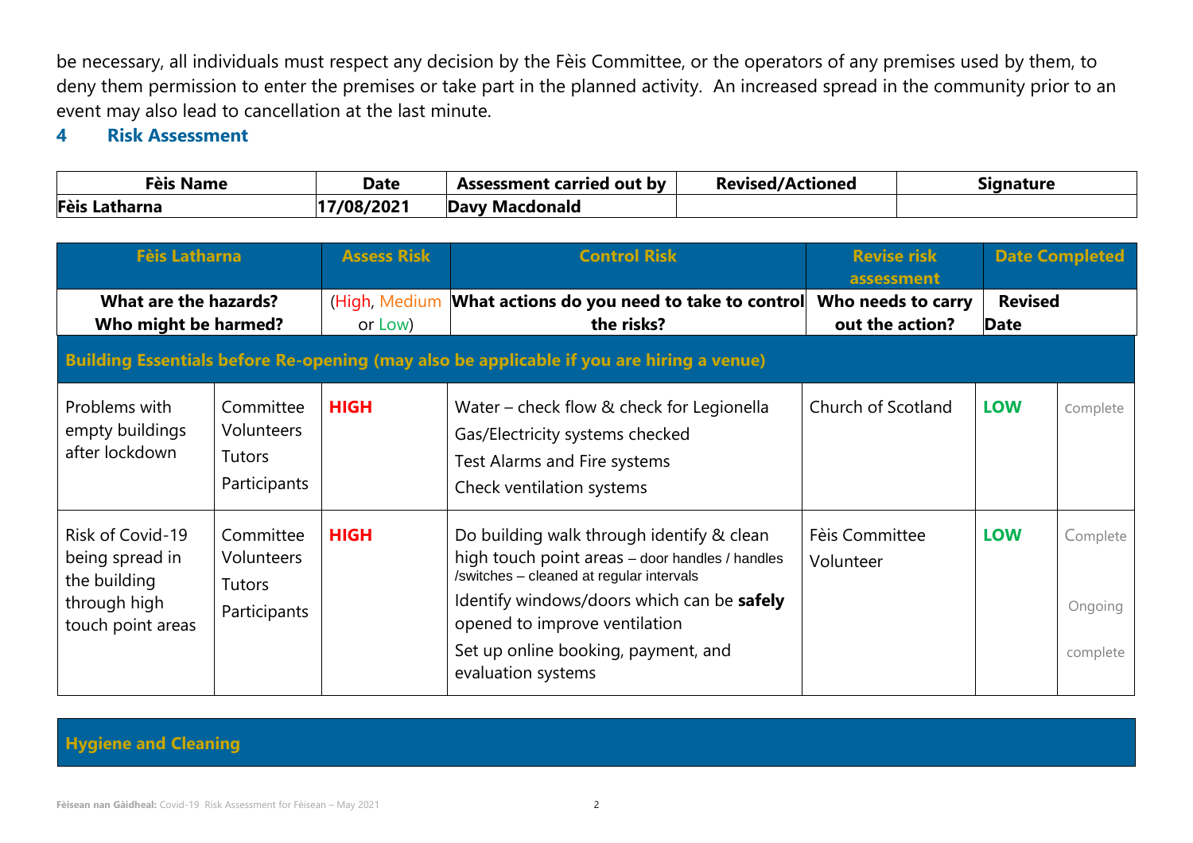be necessary, all individuals must respect any decision by the Fèis Committee, or the operators of any premises used by them, to deny them permission to enter the premises or take part in the planned activity. An increased spread in the community prior to an event may also lead to cancellation at the last minute.

## 4 Risk Assessment

| Fèis Name | Date | Assessment carried out by | Revised/Actioned | Signature |
|---|---|---|---|---|
| **Fèis Latharna** | **17/08/2021** | **Davy Macdonald** | | |

| Fèis Latharna | | Assess Risk | Control Risk | Revise risk assessment | Date Completed | |
|---|---|---|---|---|---|---|
| **What are the hazards?** | **Who might be harmed?** | (High, Medium or Low) | **What actions do you need to take to control the risks?** | **Who needs to carry out the action?** | **Revised** | **Date** |
| **Building Essentials before Re-opening (may also be applicable if you are hiring a venue)** | | | | | | |
| Problems with empty buildings after lockdown | Committee<br>Volunteers<br>Tutors<br>Participants | **HIGH** | Water – check flow & check for Legionella<br>Gas/Electricity systems checked<br>Test Alarms and Fire systems<br>Check ventilation systems | Church of Scotland | **LOW** | Complete |
| Risk of Covid-19 being spread in the building through high touch point areas | Committee<br>Volunteers<br>Tutors<br>Participants | **HIGH** | Do building walk through identify & clean high touch point areas – door handles / handles /switches – cleaned at regular intervals<br>Identify windows/doors which can be **safely** opened to improve ventilation<br>Set up online booking, payment, and evaluation systems | Fèis Committee<br>Volunteer | **LOW** | Complete<br>Ongoing<br>complete |
| **Hygiene and Cleaning** | | | | | | |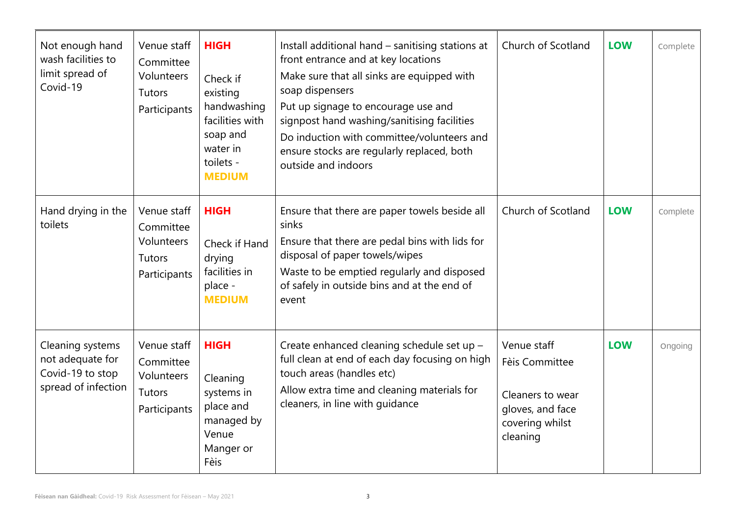| Not enough hand wash facilities to limit spread of Covid-19 | Venue staff<br>Committee<br>Volunteers<br>Tutors<br>Participants | **HIGH**<br><br>Check if existing handwashing facilities with soap and water in toilets - **MEDIUM** | Install additional hand – sanitising stations at front entrance and at key locations<br>Make sure that all sinks are equipped with soap dispensers<br>Put up signage to encourage use and signpost hand washing/sanitising facilities<br>Do induction with committee/volunteers and ensure stocks are regularly replaced, both outside and indoors | Church of Scotland | **LOW** | Complete |
|---|---|---|---|---|---|---|
| Hand drying in the toilets | Venue staff<br>Committee<br>Volunteers<br>Tutors<br>Participants | **HIGH**<br><br>Check if Hand drying facilities in place - **MEDIUM** | Ensure that there are paper towels beside all sinks<br>Ensure that there are pedal bins with lids for disposal of paper towels/wipes<br>Waste to be emptied regularly and disposed of safely in outside bins and at the end of event | Church of Scotland | **LOW** | Complete |
| Cleaning systems not adequate for Covid-19 to stop spread of infection | Venue staff<br>Committee<br>Volunteers<br>Tutors<br>Participants | **HIGH**<br><br>Cleaning systems in place and managed by Venue Manger or Fèis | Create enhanced cleaning schedule set up – full clean at end of each day focusing on high touch areas (handles etc)<br>Allow extra time and cleaning materials for cleaners, in line with guidance | Venue staff<br>Fèis Committee<br><br>Cleaners to wear gloves, and face covering whilst cleaning | **LOW** | Ongoing |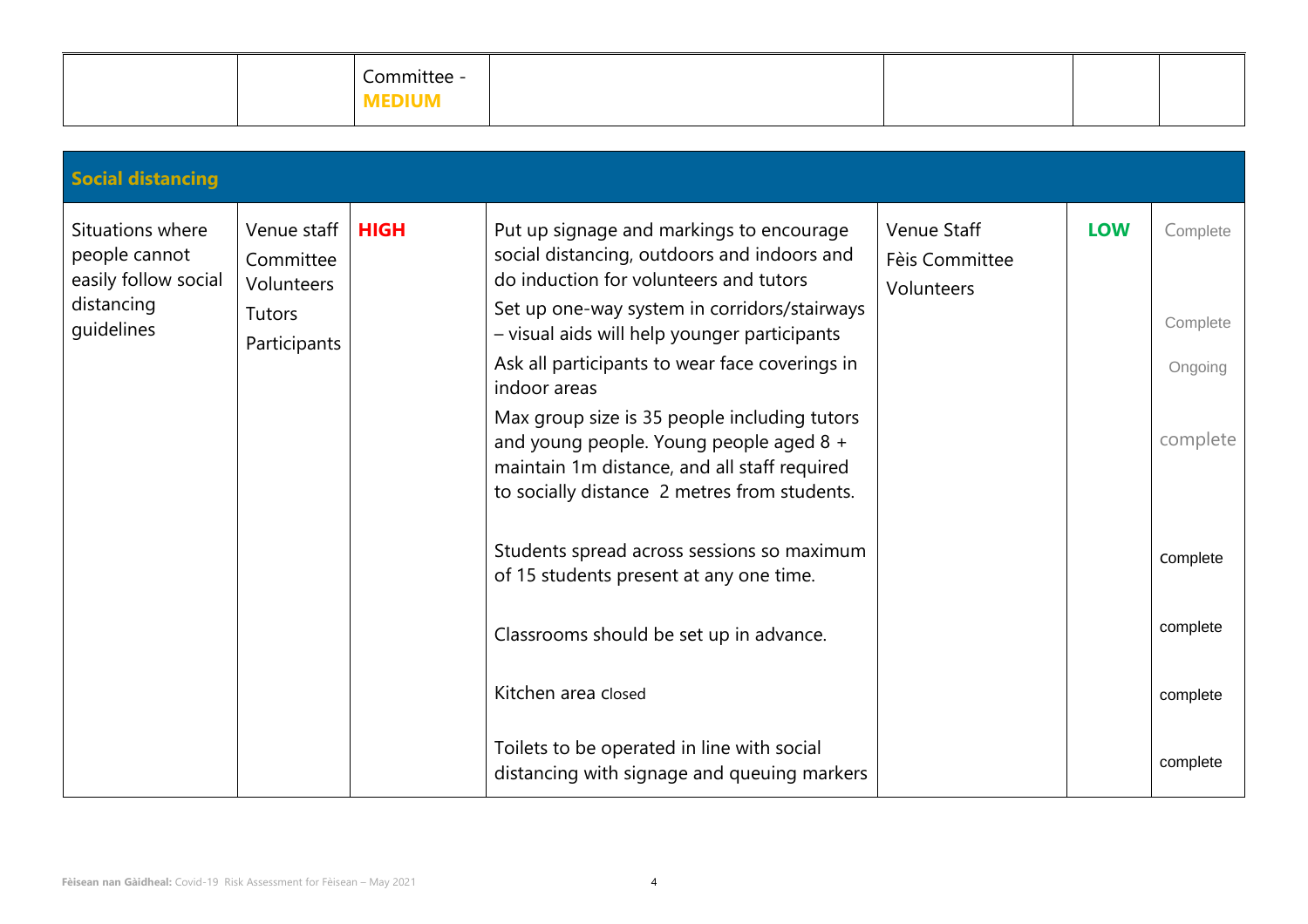| | | Committee - **MEDIUM** | | | | |
|---|---|---|---|---|---|---|
| **Social distancing** | | | | | | |
| Situations where people cannot easily follow social distancing guidelines | Venue staff<br>Committee<br>Volunteers<br>Tutors<br>Participants | **HIGH** | Put up signage and markings to encourage social distancing, outdoors and indoors and do induction for volunteers and tutors<br>Set up one-way system in corridors/stairways – visual aids will help younger participants<br>Ask all participants to wear face coverings in indoor areas<br>Max group size is 35 people including tutors and young people. Young people aged 8 + maintain 1m distance, and all staff required to socially distance 2 metres from students.<br>Students spread across sessions so maximum of 15 students present at any one time.<br>Classrooms should be set up in advance.<br>Kitchen area closed<br>Toilets to be operated in line with social distancing with signage and queuing markers | Venue Staff<br>Fèis Committee<br>Volunteers | **LOW** | Complete<br>Complete<br>Ongoing<br>complete<br>complete<br>complete<br>complete<br>complete |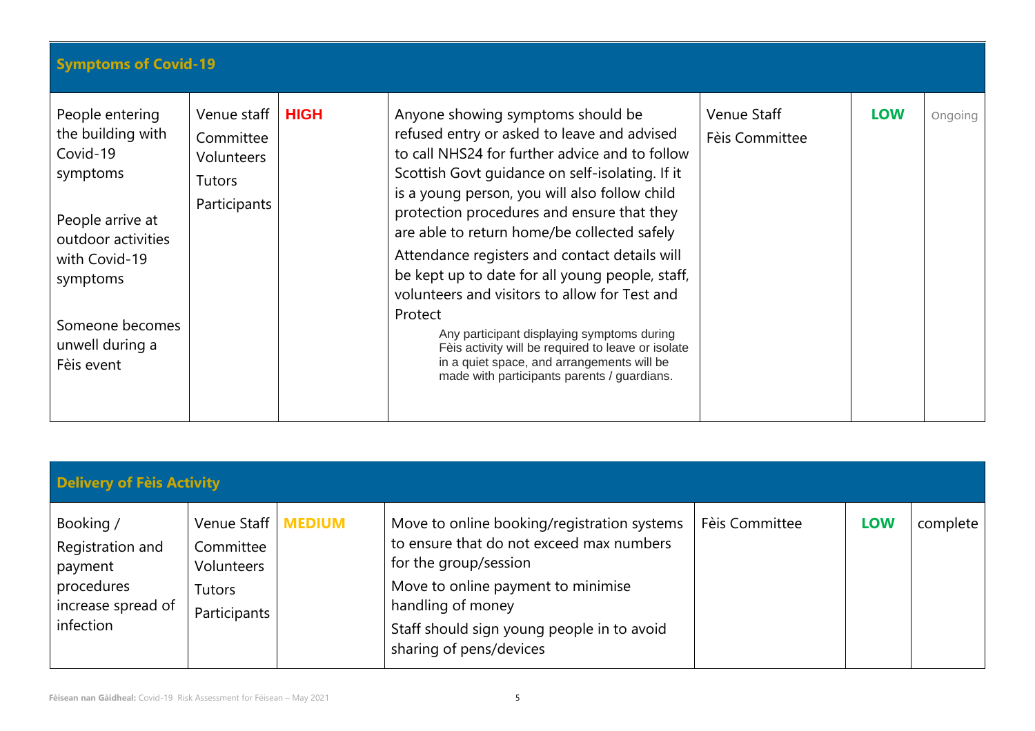| **Symptoms of Covid-19** | | | | | | |
|---|---|---|---|---|---|---|
| People entering the building with Covid-19 symptoms<br><br>People arrive at outdoor activities with Covid-19 symptoms<br><br>Someone becomes unwell during a Fèis event | Venue staff<br>Committee<br>Volunteers<br>Tutors<br>Participants | **HIGH** | Anyone showing symptoms should be refused entry or asked to leave and advised to call NHS24 for further advice and to follow Scottish Govt guidance on self-isolating. If it is a young person, you will also follow child protection procedures and ensure that they are able to return home/be collected safely<br>Attendance registers and contact details will be kept up to date for all young people, staff, volunteers and visitors to allow for Test and Protect<br>Any participant displaying symptoms during Fèis activity will be required to leave or isolate in a quiet space, and arrangements will be made with participants parents / guardians. | Venue Staff<br>Fèis Committee | **LOW** | Ongoing |

| **Delivery of Fèis Activity** | | | | | | |
|---|---|---|---|---|---|---|
| Booking / Registration and payment procedures increase spread of infection | Venue Staff<br>Committee<br>Volunteers<br>Tutors<br>Participants | **MEDIUM** | Move to online booking/registration systems to ensure that do not exceed max numbers for the group/session<br>Move to online payment to minimise handling of money<br>Staff should sign young people in to avoid sharing of pens/devices | Fèis Committee | **LOW** | complete |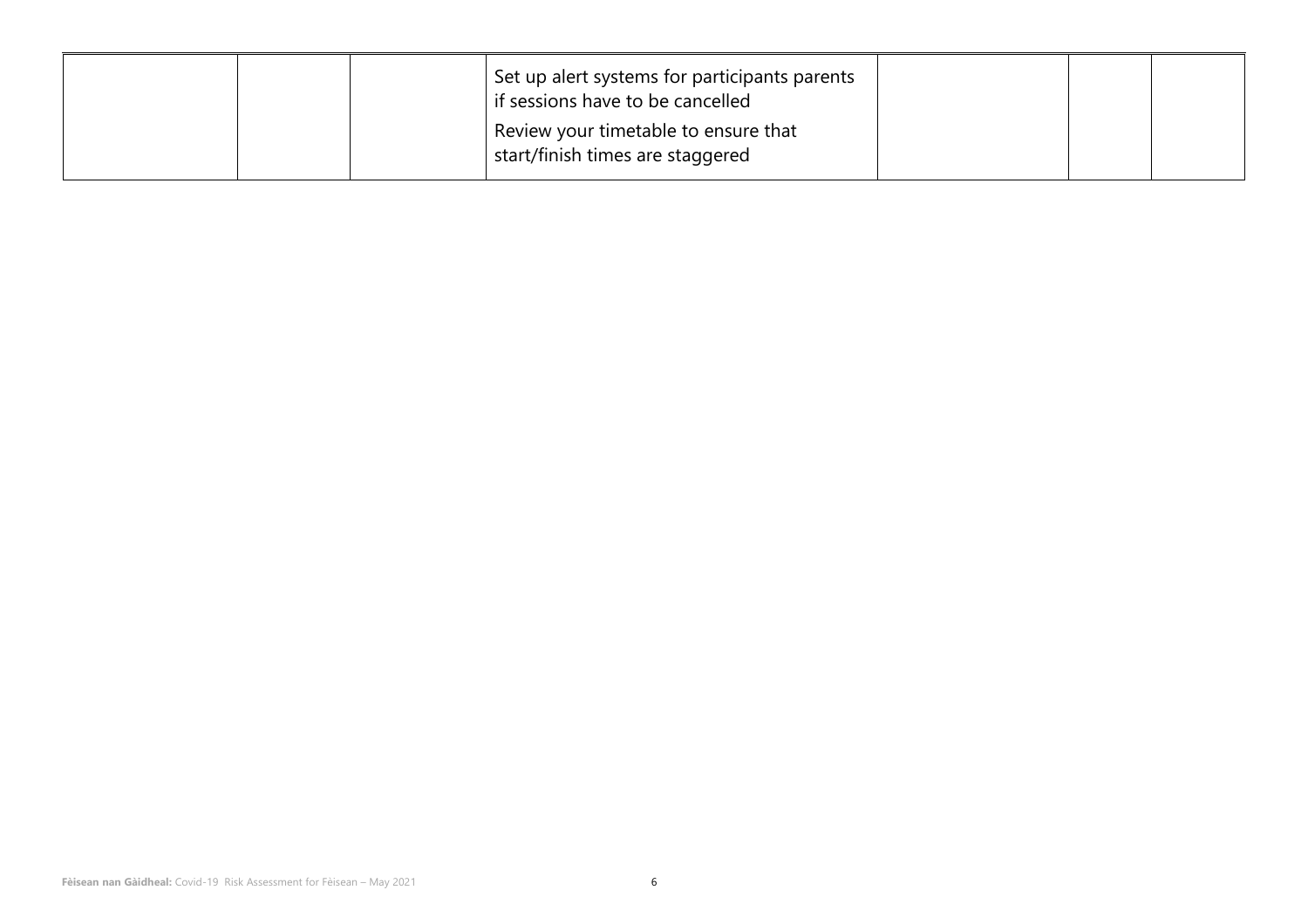| | | | | | | |
|---|---|---|---|---|---|---|
| | | | Set up alert systems for participants parents if sessions have to be cancelled<br>Review your timetable to ensure that start/finish times are staggered | | | |